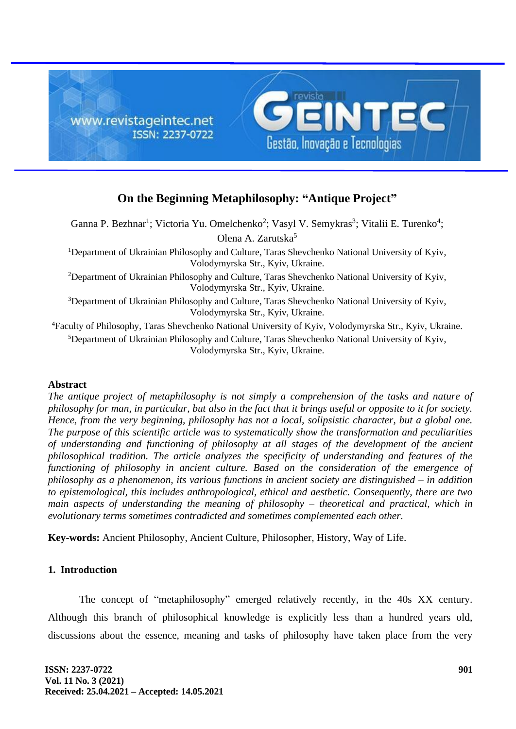# On the Beginning Metaphilosophy: "Antique Project"

Ganna P. Bezhnar[1]; Victoria Yu. Omelchenko[2]; Vasyl V. Semykras[3]; Vitalii E. Turenko[4]; Olena A. Zarutska[5]

[1]Department of Ukrainian Philosophy and Culture, Taras Shevchenko National University of Kyiv, Volodymyrska Str., Kyiv, Ukraine.

[2]Department of Ukrainian Philosophy and Culture, Taras Shevchenko National University of Kyiv, Volodymyrska Str., Kyiv, Ukraine.

[3]Department of Ukrainian Philosophy and Culture, Taras Shevchenko National University of Kyiv, Volodymyrska Str., Kyiv, Ukraine.

[4]Faculty of Philosophy, Taras Shevchenko National University of Kyiv, Volodymyrska Str., Kyiv, Ukraine.

[5]Department of Ukrainian Philosophy and Culture, Taras Shevchenko National University of Kyiv, Volodymyrska Str., Kyiv, Ukraine.

## Abstract

*The antique project of metaphilosophy is not simply a comprehension of the tasks and nature of philosophy for man, in particular, but also in the fact that it brings useful or opposite to it for society. Hence, from the very beginning, philosophy has not a local, solipsistic character, but a global one. The purpose of this scientific article was to systematically show the transformation and peculiarities of understanding and functioning of philosophy at all stages of the development of the ancient philosophical tradition. The article analyzes the specificity of understanding and features of the functioning of philosophy in ancient culture. Based on the consideration of the emergence of philosophy as a phenomenon, its various functions in ancient society are distinguished – in addition to epistemological, this includes anthropological, ethical and aesthetic. Consequently, there are two main aspects of understanding the meaning of philosophy – theoretical and practical, which in evolutionary terms sometimes contradicted and sometimes complemented each other.*

**Key-words:** Ancient Philosophy, Ancient Culture, Philosopher, History, Way of Life.

## 1. Introduction

The concept of "metaphilosophy" emerged relatively recently, in the 40s XX century. Although this branch of philosophical knowledge is explicitly less than a hundred years old, discussions about the essence, meaning and tasks of philosophy have taken place from the very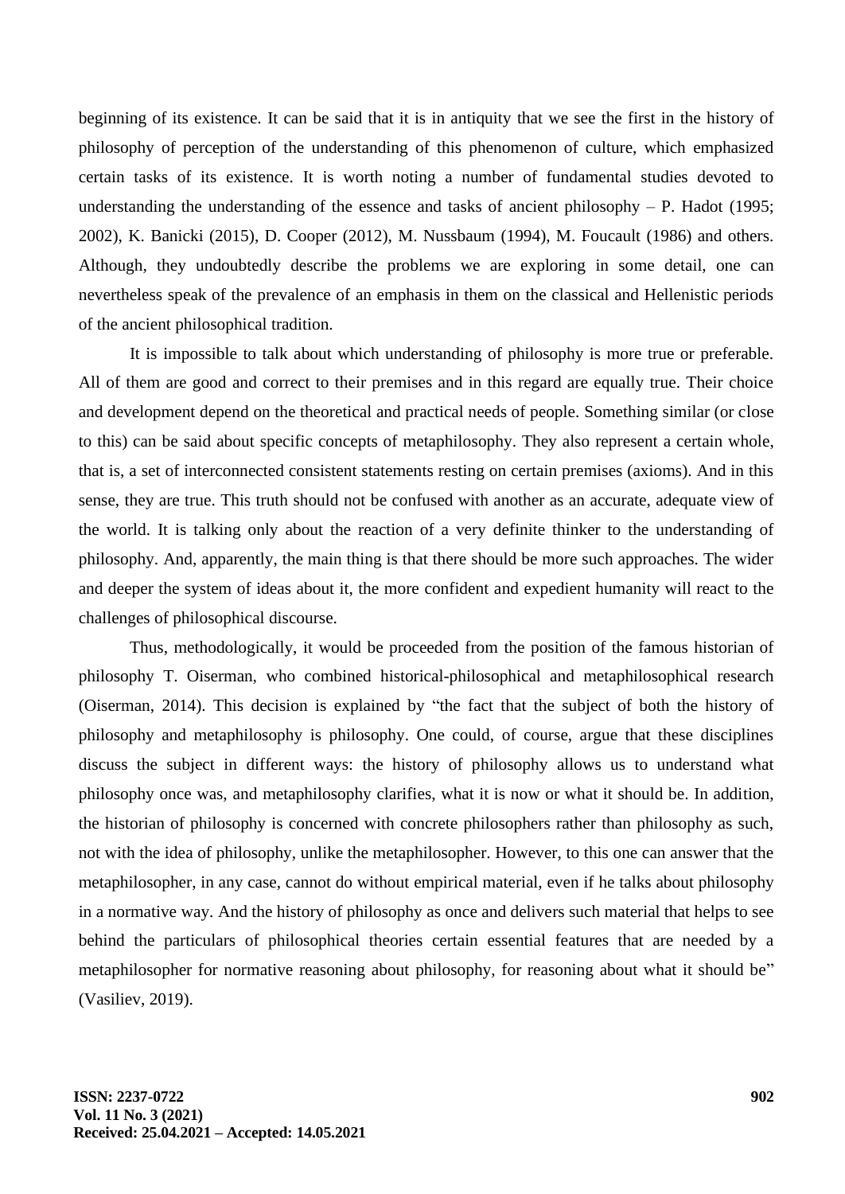beginning of its existence. It can be said that it is in antiquity that we see the first in the history of philosophy of perception of the understanding of this phenomenon of culture, which emphasized certain tasks of its existence. It is worth noting a number of fundamental studies devoted to understanding the understanding of the essence and tasks of ancient philosophy – P. Hadot (1995; 2002), K. Banicki (2015), D. Cooper (2012), M. Nussbaum (1994), M. Foucault (1986) and others. Although, they undoubtedly describe the problems we are exploring in some detail, one can nevertheless speak of the prevalence of an emphasis in them on the classical and Hellenistic periods of the ancient philosophical tradition.

It is impossible to talk about which understanding of philosophy is more true or preferable. All of them are good and correct to their premises and in this regard are equally true. Their choice and development depend on the theoretical and practical needs of people. Something similar (or close to this) can be said about specific concepts of metaphilosophy. They also represent a certain whole, that is, a set of interconnected consistent statements resting on certain premises (axioms). And in this sense, they are true. This truth should not be confused with another as an accurate, adequate view of the world. It is talking only about the reaction of a very definite thinker to the understanding of philosophy. And, apparently, the main thing is that there should be more such approaches. The wider and deeper the system of ideas about it, the more confident and expedient humanity will react to the challenges of philosophical discourse.

Thus, methodologically, it would be proceeded from the position of the famous historian of philosophy T. Oiserman, who combined historical-philosophical and metaphilosophical research (Oiserman, 2014). This decision is explained by "the fact that the subject of both the history of philosophy and metaphilosophy is philosophy. One could, of course, argue that these disciplines discuss the subject in different ways: the history of philosophy allows us to understand what philosophy once was, and metaphilosophy clarifies, what it is now or what it should be. In addition, the historian of philosophy is concerned with concrete philosophers rather than philosophy as such, not with the idea of philosophy, unlike the metaphilosopher. However, to this one can answer that the metaphilosopher, in any case, cannot do without empirical material, even if he talks about philosophy in a normative way. And the history of philosophy as once and delivers such material that helps to see behind the particulars of philosophical theories certain essential features that are needed by a metaphilosopher for normative reasoning about philosophy, for reasoning about what it should be" (Vasiliev, 2019).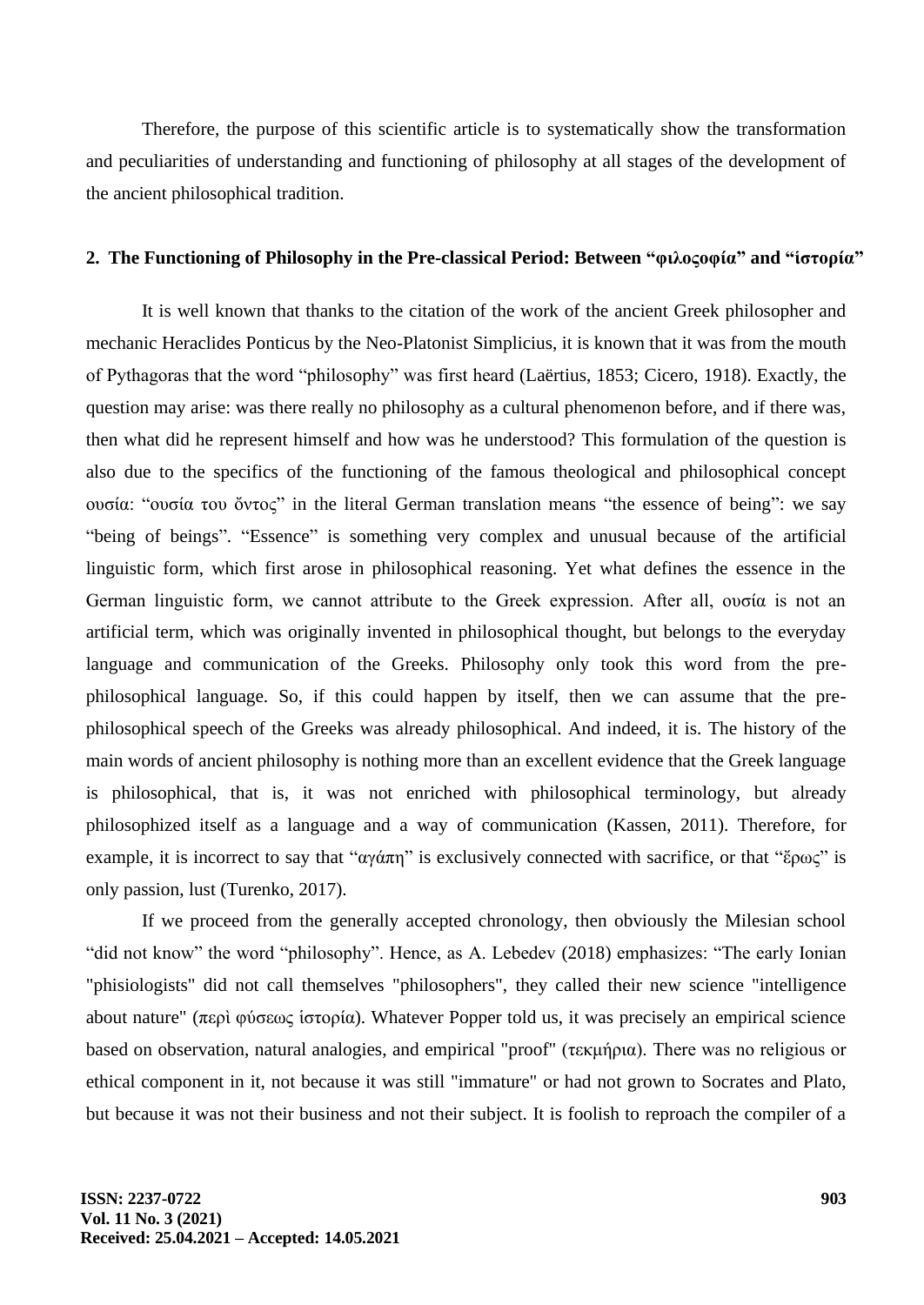Therefore, the purpose of this scientific article is to systematically show the transformation and peculiarities of understanding and functioning of philosophy at all stages of the development of the ancient philosophical tradition.

## 2. The Functioning of Philosophy in the Pre-classical Period: Between "φιλοςοφία" and "ἱστορία"

It is well known that thanks to the citation of the work of the ancient Greek philosopher and mechanic Heraclides Ponticus by the Neo-Platonist Simplicius, it is known that it was from the mouth of Pythagoras that the word "philosophy" was first heard (Laërtius, 1853; Cicero, 1918). Exactly, the question may arise: was there really no philosophy as a cultural phenomenon before, and if there was, then what did he represent himself and how was he understood? This formulation of the question is also due to the specifics of the functioning of the famous theological and philosophical concept ουσία: "ουσία του ὄντος" in the literal German translation means "the essence of being": we say "being of beings". "Essence" is something very complex and unusual because of the artificial linguistic form, which first arose in philosophical reasoning. Yet what defines the essence in the German linguistic form, we cannot attribute to the Greek expression. After all, ουσία is not an artificial term, which was originally invented in philosophical thought, but belongs to the everyday language and communication of the Greeks. Philosophy only took this word from the pre-philosophical language. So, if this could happen by itself, then we can assume that the pre-philosophical speech of the Greeks was already philosophical. And indeed, it is. The history of the main words of ancient philosophy is nothing more than an excellent evidence that the Greek language is philosophical, that is, it was not enriched with philosophical terminology, but already philosophized itself as a language and a way of communication (Kassen, 2011). Therefore, for example, it is incorrect to say that "αγάπη" is exclusively connected with sacrifice, or that "ἔρως" is only passion, lust (Turenko, 2017).

If we proceed from the generally accepted chronology, then obviously the Milesian school "did not know" the word "philosophy". Hence, as A. Lebedev (2018) emphasizes: "The early Ionian "phisiologists" did not call themselves "philosophers", they called their new science "intelligence about nature" (περὶ φύσεως ἱστορία). Whatever Popper told us, it was precisely an empirical science based on observation, natural analogies, and empirical "proof" (τεκμήρια). There was no religious or ethical component in it, not because it was still "immature" or had not grown to Socrates and Plato, but because it was not their business and not their subject. It is foolish to reproach the compiler of a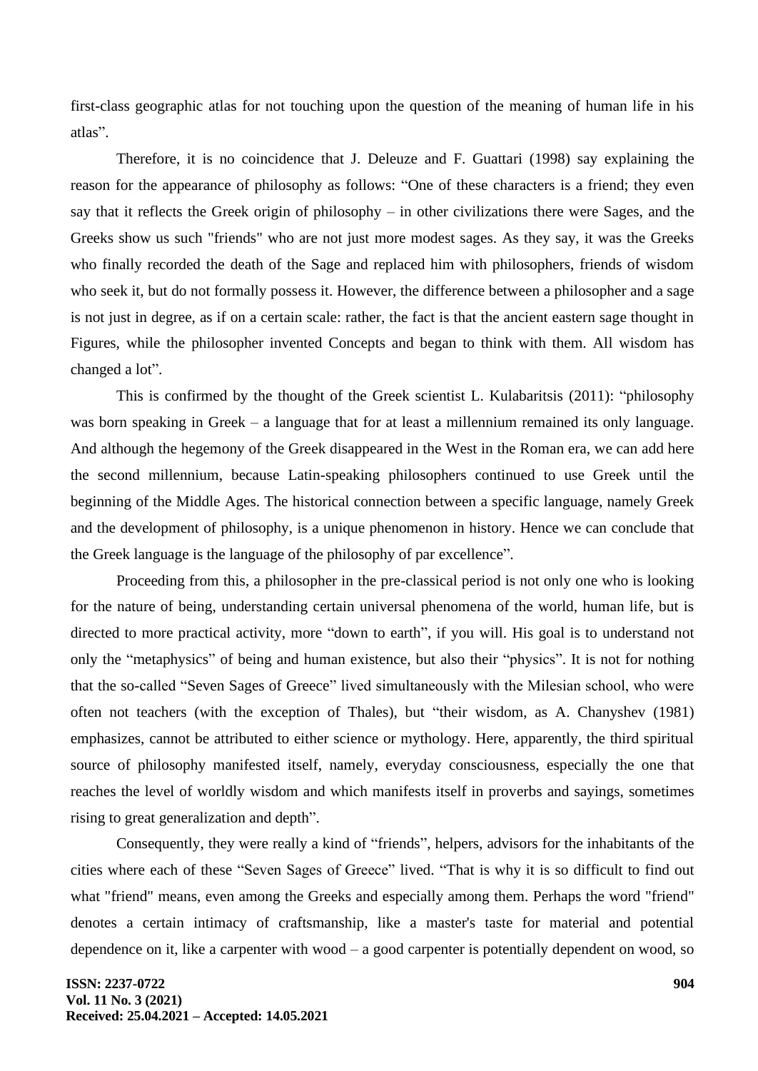first-class geographic atlas for not touching upon the question of the meaning of human life in his atlas".

Therefore, it is no coincidence that J. Deleuze and F. Guattari (1998) say explaining the reason for the appearance of philosophy as follows: "One of these characters is a friend; they even say that it reflects the Greek origin of philosophy – in other civilizations there were Sages, and the Greeks show us such "friends" who are not just more modest sages. As they say, it was the Greeks who finally recorded the death of the Sage and replaced him with philosophers, friends of wisdom who seek it, but do not formally possess it. However, the difference between a philosopher and a sage is not just in degree, as if on a certain scale: rather, the fact is that the ancient eastern sage thought in Figures, while the philosopher invented Concepts and began to think with them. All wisdom has changed a lot".

This is confirmed by the thought of the Greek scientist L. Kulabaritsis (2011): "philosophy was born speaking in Greek – a language that for at least a millennium remained its only language. And although the hegemony of the Greek disappeared in the West in the Roman era, we can add here the second millennium, because Latin-speaking philosophers continued to use Greek until the beginning of the Middle Ages. The historical connection between a specific language, namely Greek and the development of philosophy, is a unique phenomenon in history. Hence we can conclude that the Greek language is the language of the philosophy of par excellence".

Proceeding from this, a philosopher in the pre-classical period is not only one who is looking for the nature of being, understanding certain universal phenomena of the world, human life, but is directed to more practical activity, more "down to earth", if you will. His goal is to understand not only the "metaphysics" of being and human existence, but also their "physics". It is not for nothing that the so-called "Seven Sages of Greece" lived simultaneously with the Milesian school, who were often not teachers (with the exception of Thales), but "their wisdom, as A. Chanyshev (1981) emphasizes, cannot be attributed to either science or mythology. Here, apparently, the third spiritual source of philosophy manifested itself, namely, everyday consciousness, especially the one that reaches the level of worldly wisdom and which manifests itself in proverbs and sayings, sometimes rising to great generalization and depth".

Consequently, they were really a kind of "friends", helpers, advisors for the inhabitants of the cities where each of these "Seven Sages of Greece" lived. "That is why it is so difficult to find out what "friend" means, even among the Greeks and especially among them. Perhaps the word "friend" denotes a certain intimacy of craftsmanship, like a master's taste for material and potential dependence on it, like a carpenter with wood – a good carpenter is potentially dependent on wood, so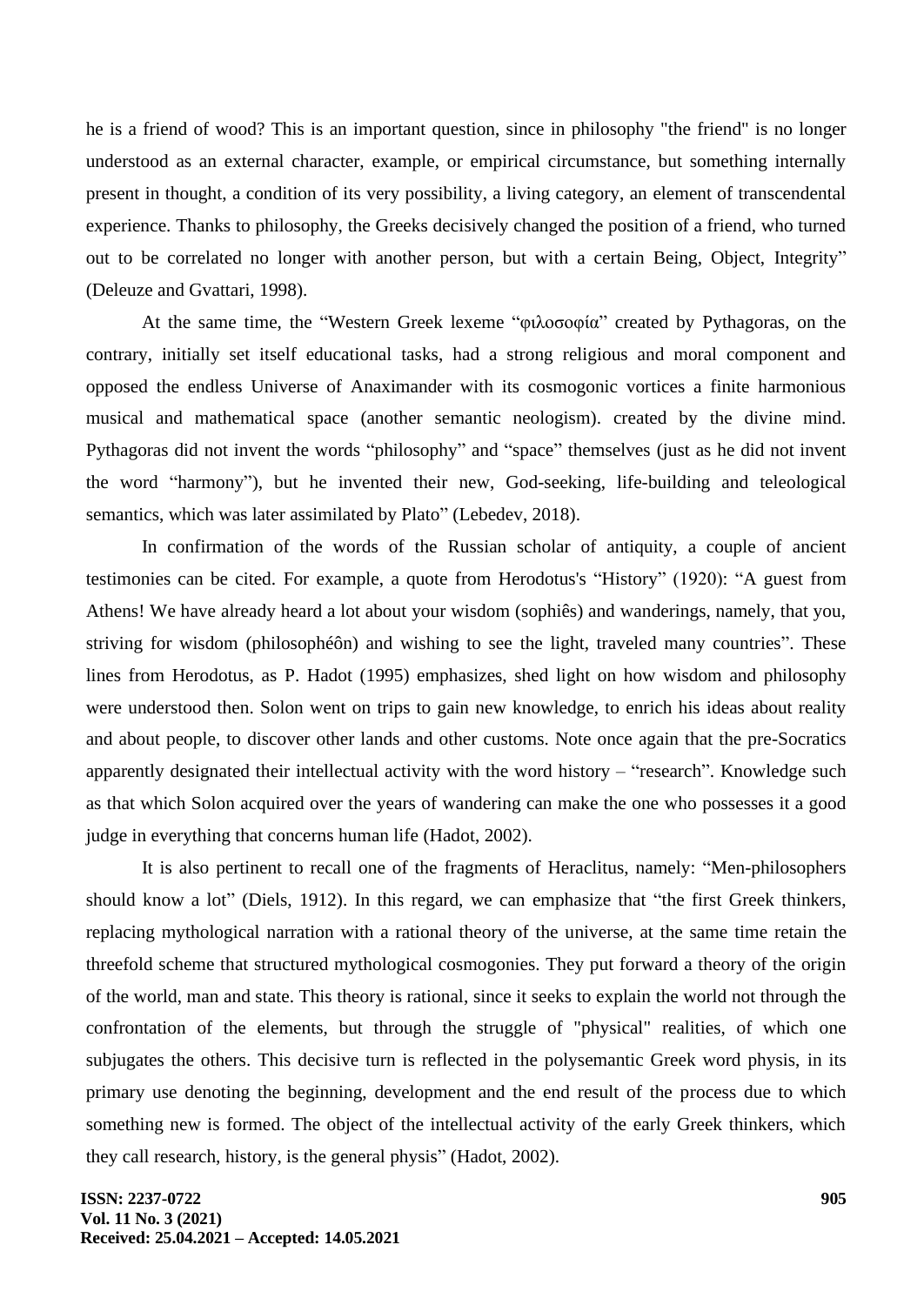he is a friend of wood? This is an important question, since in philosophy "the friend" is no longer understood as an external character, example, or empirical circumstance, but something internally present in thought, a condition of its very possibility, a living category, an element of transcendental experience. Thanks to philosophy, the Greeks decisively changed the position of a friend, who turned out to be correlated no longer with another person, but with a certain Being, Object, Integrity" (Deleuze and Gvattari, 1998).

At the same time, the "Western Greek lexeme "φιλοσοφία" created by Pythagoras, on the contrary, initially set itself educational tasks, had a strong religious and moral component and opposed the endless Universe of Anaximander with its cosmogonic vortices a finite harmonious musical and mathematical space (another semantic neologism). created by the divine mind. Pythagoras did not invent the words "philosophy" and "space" themselves (just as he did not invent the word "harmony"), but he invented their new, God-seeking, life-building and teleological semantics, which was later assimilated by Plato" (Lebedev, 2018).

In confirmation of the words of the Russian scholar of antiquity, a couple of ancient testimonies can be cited. For example, a quote from Herodotus's "History" (1920): "A guest from Athens! We have already heard a lot about your wisdom (sophiês) and wanderings, namely, that you, striving for wisdom (philosophéôn) and wishing to see the light, traveled many countries". These lines from Herodotus, as P. Hadot (1995) emphasizes, shed light on how wisdom and philosophy were understood then. Solon went on trips to gain new knowledge, to enrich his ideas about reality and about people, to discover other lands and other customs. Note once again that the pre-Socratics apparently designated their intellectual activity with the word history – "research". Knowledge such as that which Solon acquired over the years of wandering can make the one who possesses it a good judge in everything that concerns human life (Hadot, 2002).

It is also pertinent to recall one of the fragments of Heraclitus, namely: "Men-philosophers should know a lot" (Diels, 1912). In this regard, we can emphasize that "the first Greek thinkers, replacing mythological narration with a rational theory of the universe, at the same time retain the threefold scheme that structured mythological cosmogonies. They put forward a theory of the origin of the world, man and state. This theory is rational, since it seeks to explain the world not through the confrontation of the elements, but through the struggle of "physical" realities, of which one subjugates the others. This decisive turn is reflected in the polysemantic Greek word physis, in its primary use denoting the beginning, development and the end result of the process due to which something new is formed. The object of the intellectual activity of the early Greek thinkers, which they call research, history, is the general physis" (Hadot, 2002).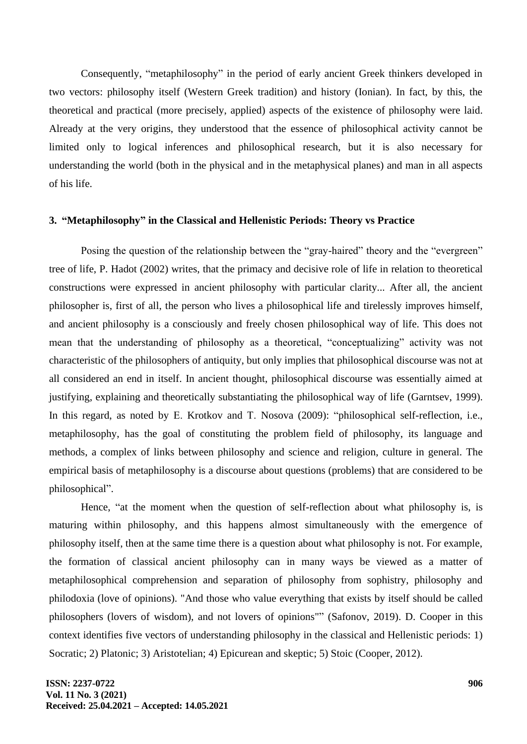Consequently, “metaphilosophy” in the period of early ancient Greek thinkers developed in two vectors: philosophy itself (Western Greek tradition) and history (Ionian). In fact, by this, the theoretical and practical (more precisely, applied) aspects of the existence of philosophy were laid. Already at the very origins, they understood that the essence of philosophical activity cannot be limited only to logical inferences and philosophical research, but it is also necessary for understanding the world (both in the physical and in the metaphysical planes) and man in all aspects of his life.

### 3. “Metaphilosophy” in the Classical and Hellenistic Periods: Theory vs Practice

Posing the question of the relationship between the “gray-haired” theory and the “evergreen” tree of life, P. Hadot (2002) writes, that the primacy and decisive role of life in relation to theoretical constructions were expressed in ancient philosophy with particular clarity... After all, the ancient philosopher is, first of all, the person who lives a philosophical life and tirelessly improves himself, and ancient philosophy is a consciously and freely chosen philosophical way of life. This does not mean that the understanding of philosophy as a theoretical, “conceptualizing” activity was not characteristic of the philosophers of antiquity, but only implies that philosophical discourse was not at all considered an end in itself. In ancient thought, philosophical discourse was essentially aimed at justifying, explaining and theoretically substantiating the philosophical way of life (Garntsev, 1999). In this regard, as noted by E. Krotkov and T. Nosova (2009): “philosophical self-reflection, i.e., metaphilosophy, has the goal of constituting the problem field of philosophy, its language and methods, a complex of links between philosophy and science and religion, culture in general. The empirical basis of metaphilosophy is a discourse about questions (problems) that are considered to be philosophical”.

Hence, “at the moment when the question of self-reflection about what philosophy is, is maturing within philosophy, and this happens almost simultaneously with the emergence of philosophy itself, then at the same time there is a question about what philosophy is not. For example, the formation of classical ancient philosophy can in many ways be viewed as a matter of metaphilosophical comprehension and separation of philosophy from sophistry, philosophy and philodoxia (love of opinions). "And those who value everything that exists by itself should be called philosophers (lovers of wisdom), and not lovers of opinions"” (Safonov, 2019). D. Cooper in this context identifies five vectors of understanding philosophy in the classical and Hellenistic periods: 1) Socratic; 2) Platonic; 3) Aristotelian; 4) Epicurean and skeptic; 5) Stoic (Cooper, 2012).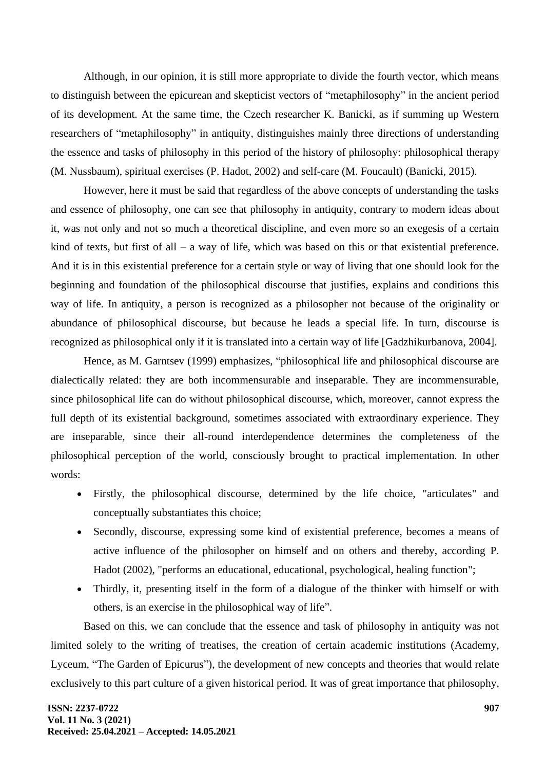Although, in our opinion, it is still more appropriate to divide the fourth vector, which means to distinguish between the epicurean and skepticist vectors of "metaphilosophy" in the ancient period of its development. At the same time, the Czech researcher K. Banicki, as if summing up Western researchers of "metaphilosophy" in antiquity, distinguishes mainly three directions of understanding the essence and tasks of philosophy in this period of the history of philosophy: philosophical therapy (M. Nussbaum), spiritual exercises (P. Hadot, 2002) and self-care (M. Foucault) (Banicki, 2015).

However, here it must be said that regardless of the above concepts of understanding the tasks and essence of philosophy, one can see that philosophy in antiquity, contrary to modern ideas about it, was not only and not so much a theoretical discipline, and even more so an exegesis of a certain kind of texts, but first of all – a way of life, which was based on this or that existential preference. And it is in this existential preference for a certain style or way of living that one should look for the beginning and foundation of the philosophical discourse that justifies, explains and conditions this way of life. In antiquity, a person is recognized as a philosopher not because of the originality or abundance of philosophical discourse, but because he leads a special life. In turn, discourse is recognized as philosophical only if it is translated into a certain way of life [Gadzhikurbanova, 2004].

Hence, as M. Garntsev (1999) emphasizes, "philosophical life and philosophical discourse are dialectically related: they are both incommensurable and inseparable. They are incommensurable, since philosophical life can do without philosophical discourse, which, moreover, cannot express the full depth of its existential background, sometimes associated with extraordinary experience. They are inseparable, since their all-round interdependence determines the completeness of the philosophical perception of the world, consciously brought to practical implementation. In other words:

- Firstly, the philosophical discourse, determined by the life choice, "articulates" and conceptually substantiates this choice;
- Secondly, discourse, expressing some kind of existential preference, becomes a means of active influence of the philosopher on himself and on others and thereby, according P. Hadot (2002), "performs an educational, educational, psychological, healing function";
- Thirdly, it, presenting itself in the form of a dialogue of the thinker with himself or with others, is an exercise in the philosophical way of life".

Based on this, we can conclude that the essence and task of philosophy in antiquity was not limited solely to the writing of treatises, the creation of certain academic institutions (Academy, Lyceum, "The Garden of Epicurus"), the development of new concepts and theories that would relate exclusively to this part culture of a given historical period. It was of great importance that philosophy,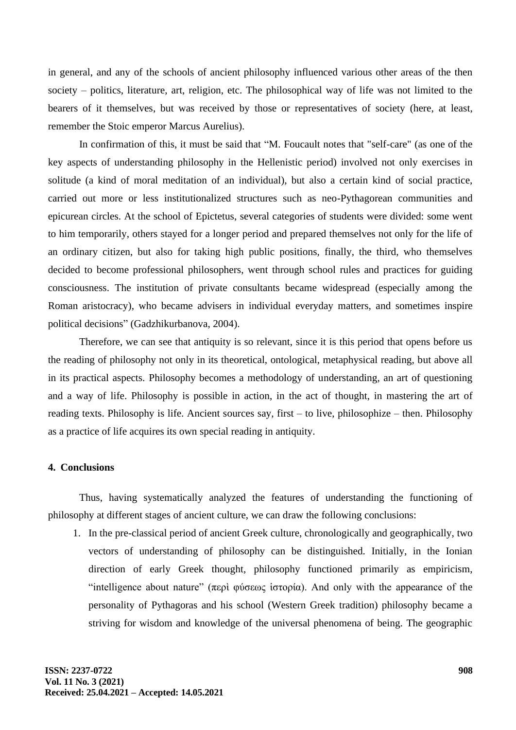in general, and any of the schools of ancient philosophy influenced various other areas of the then society – politics, literature, art, religion, etc. The philosophical way of life was not limited to the bearers of it themselves, but was received by those or representatives of society (here, at least, remember the Stoic emperor Marcus Aurelius).

In confirmation of this, it must be said that "M. Foucault notes that "self-care" (as one of the key aspects of understanding philosophy in the Hellenistic period) involved not only exercises in solitude (a kind of moral meditation of an individual), but also a certain kind of social practice, carried out more or less institutionalized structures such as neo-Pythagorean communities and epicurean circles. At the school of Epictetus, several categories of students were divided: some went to him temporarily, others stayed for a longer period and prepared themselves not only for the life of an ordinary citizen, but also for taking high public positions, finally, the third, who themselves decided to become professional philosophers, went through school rules and practices for guiding consciousness. The institution of private consultants became widespread (especially among the Roman aristocracy), who became advisers in individual everyday matters, and sometimes inspire political decisions" (Gadzhikurbanova, 2004).

Therefore, we can see that antiquity is so relevant, since it is this period that opens before us the reading of philosophy not only in its theoretical, ontological, metaphysical reading, but above all in its practical aspects. Philosophy becomes a methodology of understanding, an art of questioning and a way of life. Philosophy is possible in action, in the act of thought, in mastering the art of reading texts. Philosophy is life. Ancient sources say, first – to live, philosophize – then. Philosophy as a practice of life acquires its own special reading in antiquity.

## 4. Conclusions

Thus, having systematically analyzed the features of understanding the functioning of philosophy at different stages of ancient culture, we can draw the following conclusions:

1. In the pre-classical period of ancient Greek culture, chronologically and geographically, two vectors of understanding of philosophy can be distinguished. Initially, in the Ionian direction of early Greek thought, philosophy functioned primarily as empiricism, "intelligence about nature" (περὶ φύσεως ἱστορία). And only with the appearance of the personality of Pythagoras and his school (Western Greek tradition) philosophy became a striving for wisdom and knowledge of the universal phenomena of being. The geographic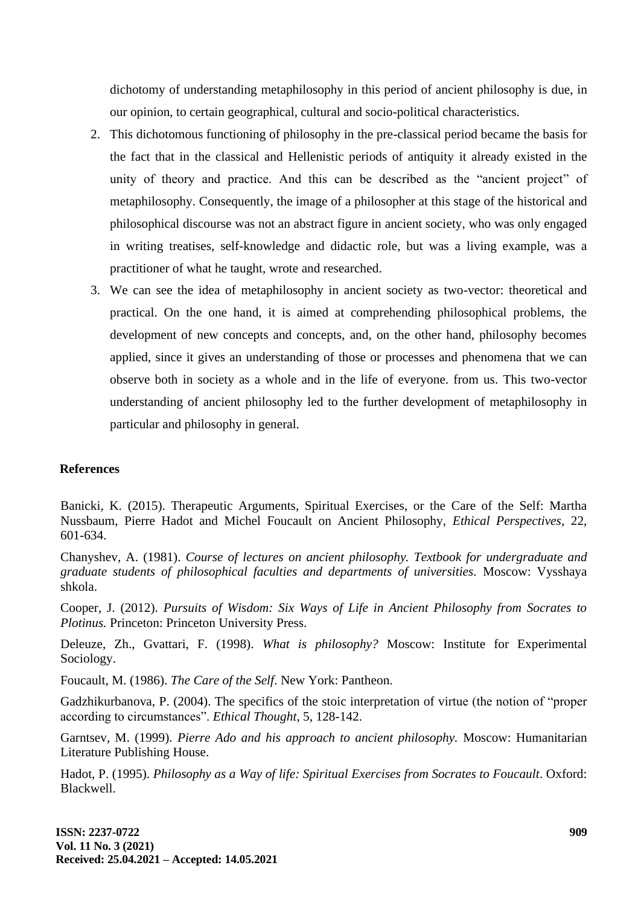dichotomy of understanding metaphilosophy in this period of ancient philosophy is due, in our opinion, to certain geographical, cultural and socio-political characteristics.

2. This dichotomous functioning of philosophy in the pre-classical period became the basis for the fact that in the classical and Hellenistic periods of antiquity it already existed in the unity of theory and practice. And this can be described as the "ancient project" of metaphilosophy. Consequently, the image of a philosopher at this stage of the historical and philosophical discourse was not an abstract figure in ancient society, who was only engaged in writing treatises, self-knowledge and didactic role, but was a living example, was a practitioner of what he taught, wrote and researched.
3. We can see the idea of metaphilosophy in ancient society as two-vector: theoretical and practical. On the one hand, it is aimed at comprehending philosophical problems, the development of new concepts and concepts, and, on the other hand, philosophy becomes applied, since it gives an understanding of those or processes and phenomena that we can observe both in society as a whole and in the life of everyone. from us. This two-vector understanding of ancient philosophy led to the further development of metaphilosophy in particular and philosophy in general.

## References

Banicki, K. (2015). Therapeutic Arguments, Spiritual Exercises, or the Care of the Self: Martha Nussbaum, Pierre Hadot and Michel Foucault on Ancient Philosophy, *Ethical Perspectives*, 22, 601-634.

Chanyshev, A. (1981). *Course of lectures on ancient philosophy. Textbook for undergraduate and graduate students of philosophical faculties and departments of universities.* Moscow: Vysshaya shkola.

Cooper, J. (2012). *Pursuits of Wisdom: Six Ways of Life in Ancient Philosophy from Socrates to Plotinus.* Princeton: Princeton University Press.

Deleuze, Zh., Gvattari, F. (1998). *What is philosophy?* Moscow: Institute for Experimental Sociology.

Foucault, M. (1986). *The Care of the Self*. New York: Pantheon.

Gadzhikurbanova, P. (2004). The specifics of the stoic interpretation of virtue (the notion of "proper according to circumstances". *Ethical Thought*, 5, 128-142.

Garntsev, M. (1999). *Pierre Ado and his approach to ancient philosophy.* Moscow: Humanitarian Literature Publishing House.

Hadot, P. (1995). *Philosophy as a Way of life: Spiritual Exercises from Socrates to Foucault*. Oxford: Blackwell.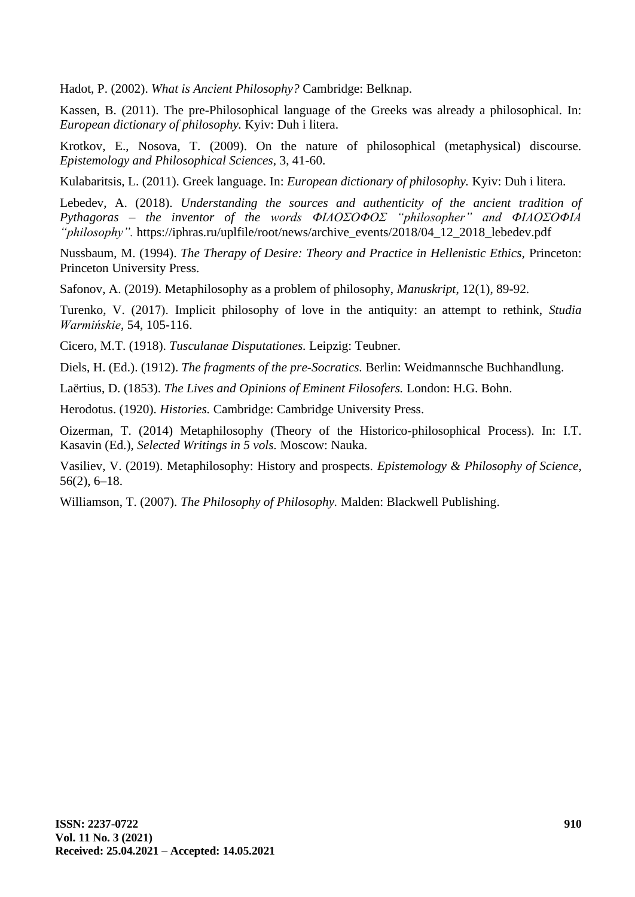Hadot, P. (2002). *What is Ancient Philosophy?* Cambridge: Belknap.

Kassen, B. (2011). The pre-Philosophical language of the Greeks was already a philosophical. In: *European dictionary of philosophy.* Kyiv: Duh i litera.

Krotkov, E., Nosova, T. (2009). On the nature of philosophical (metaphysical) discourse. *Epistemology and Philosophical Sciences*, 3, 41-60.

Kulabaritsis, L. (2011). Greek language. In: *European dictionary of philosophy.* Kyiv: Duh i litera.

Lebedev, A. (2018). *Understanding the sources and authenticity of the ancient tradition of Pythagoras – the inventor of the words ΦΙΛΟΣΟΦΟΣ "philosopher" and ΦΙΛΟΣΟΦΙΑ "philosophy".* https://iphras.ru/uplfile/root/news/archive_events/2018/04_12_2018_lebedev.pdf

Nussbaum, M. (1994). *The Therapy of Desire: Theory and Practice in Hellenistic Ethics,* Princeton: Princeton University Press.

Safonov, A. (2019). Metaphilosophy as a problem of philosophy, *Manuskript*, 12(1), 89-92.

Turenko, V. (2017). Implicit philosophy of love in the antiquity: an attempt to rethink, *Studia Warmińskie*, 54, 105-116.

Cicero, M.T. (1918). *Tusculanae Disputationes.* Leipzig: Teubner.

Diels, H. (Ed.). (1912). *The fragments of the pre-Socratics.* Berlin: Weidmannsche Buchhandlung.

Laërtius, D. (1853). *The Lives and Opinions of Eminent Filosofers.* London: H.G. Bohn.

Herodotus. (1920). *Histories.* Cambridge: Cambridge University Press.

Oizerman, T. (2014) Metaphilosophy (Theory of the Historico-philosophical Process). In: I.T. Kasavin (Ed.), *Selected Writings in 5 vols.* Moscow: Nauka.

Vasiliev, V. (2019). Metaphilosophy: History and prospects. *Epistemology & Philosophy of Science*, 56(2), 6–18.

Williamson, T. (2007). *The Philosophy of Philosophy.* Malden: Blackwell Publishing.